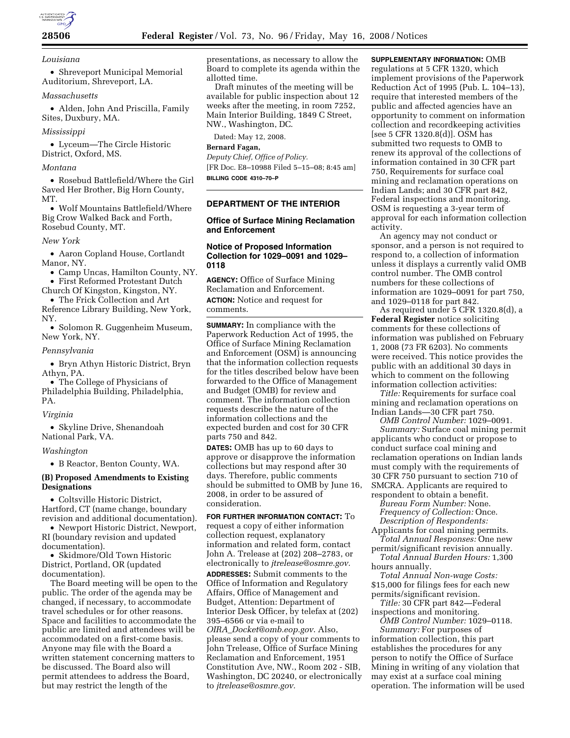*Louisiana*

- Shreveport Municipal Memorial Auditorium, Shreveport, LA.

*Massachusetts*

- Alden, John And Priscilla, Family Sites, Duxbury, MA.

*Mississippi*

- Lyceum—The Circle Historic District, Oxford, MS.

*Montana*

- Rosebud Battlefield/Where the Girl Saved Her Brother, Big Horn County, MT.
- Wolf Mountains Battlefield/Where Big Crow Walked Back and Forth, Rosebud County, MT.

*New York*

- Aaron Copland House, Cortlandt Manor, NY.
- Camp Uncas, Hamilton County, NY.
- First Reformed Protestant Dutch Church Of Kingston, Kingston, NY.
- The Frick Collection and Art Reference Library Building, New York, NY.
- Solomon R. Guggenheim Museum, New York, NY.

*Pennsylvania*

- Bryn Athyn Historic District, Bryn Athyn, PA.
- The College of Physicians of Philadelphia Building, Philadelphia, PA.

*Virginia*

- Skyline Drive, Shenandoah National Park, VA.

*Washington*

- B Reactor, Benton County, WA.

**(B) Proposed Amendments to Existing Designations**

- Coltsville Historic District, Hartford, CT (name change, boundary revision and additional documentation).
- Newport Historic District, Newport, RI (boundary revision and updated documentation).
- Skidmore/Old Town Historic District, Portland, OR (updated documentation).

The Board meeting will be open to the public. The order of the agenda may be changed, if necessary, to accommodate travel schedules or for other reasons. Space and facilities to accommodate the public are limited and attendees will be accommodated on a first-come basis. Anyone may file with the Board a written statement concerning matters to be discussed. The Board also will permit attendees to address the Board, but may restrict the length of the presentations, as necessary to allow the Board to complete its agenda within the allotted time.

Draft minutes of the meeting will be available for public inspection about 12 weeks after the meeting, in room 7252, Main Interior Building, 1849 C Street, NW., Washington, DC.

Dated: May 12, 2008.

**Bernard Fagan,**

*Deputy Chief, Office of Policy.*

[FR Doc. E8–10988 Filed 5–15–08; 8:45 am]

**BILLING CODE 4310–70–P**

## DEPARTMENT OF THE INTERIOR

### Office of Surface Mining Reclamation and Enforcement

### Notice of Proposed Information Collection for 1029–0091 and 1029–0118

**AGENCY:** Office of Surface Mining Reclamation and Enforcement.

**ACTION:** Notice and request for comments.

**SUMMARY:** In compliance with the Paperwork Reduction Act of 1995, the Office of Surface Mining Reclamation and Enforcement (OSM) is announcing that the information collection requests for the titles described below have been forwarded to the Office of Management and Budget (OMB) for review and comment. The information collection requests describe the nature of the information collections and the expected burden and cost for 30 CFR parts 750 and 842.

**DATES:** OMB has up to 60 days to approve or disapprove the information collections but may respond after 30 days. Therefore, public comments should be submitted to OMB by June 16, 2008, in order to be assured of consideration.

**FOR FURTHER INFORMATION CONTACT:** To request a copy of either information collection request, explanatory information and related form, contact John A. Trelease at (202) 208–2783, or electronically to *jtrelease@osmre.gov.*

**ADDRESSES:** Submit comments to the Office of Information and Regulatory Affairs, Office of Management and Budget, Attention: Department of Interior Desk Officer, by telefax at (202) 395–6566 or via e-mail to *OIRA_Docket@omb.eop.gov*. Also, please send a copy of your comments to John Trelease, Office of Surface Mining Reclamation and Enforcement, 1951 Constitution Ave, NW., Room 202 - SIB, Washington, DC 20240, or electronically to *jtrelease@osmre.gov.*

**SUPPLEMENTARY INFORMATION:** OMB regulations at 5 CFR 1320, which implement provisions of the Paperwork Reduction Act of 1995 (Pub. L. 104–13), require that interested members of the public and affected agencies have an opportunity to comment on information collection and recordkeeping activities [see 5 CFR 1320.8(d)]. OSM has submitted two requests to OMB to renew its approval of the collections of information contained in 30 CFR part 750, Requirements for surface coal mining and reclamation operations on Indian Lands; and 30 CFR part 842, Federal inspections and monitoring. OSM is requesting a 3-year term of approval for each information collection activity.

An agency may not conduct or sponsor, and a person is not required to respond to, a collection of information unless it displays a currently valid OMB control number. The OMB control numbers for these collections of information are 1029–0091 for part 750, and 1029–0118 for part 842.

As required under 5 CFR 1320.8(d), a **Federal Register** notice soliciting comments for these collections of information was published on February 1, 2008 (73 FR 6203). No comments were received. This notice provides the public with an additional 30 days in which to comment on the following information collection activities:

*Title:* Requirements for surface coal mining and reclamation operations on Indian Lands—30 CFR part 750.

*OMB Control Number:* 1029–0091.

*Summary:* Surface coal mining permit applicants who conduct or propose to conduct surface coal mining and reclamation operations on Indian lands must comply with the requirements of 30 CFR 750 pursuant to section 710 of SMCRA. Applicants are required to respondent to obtain a benefit.

*Bureau Form Number:* None.

*Frequency of Collection:* Once.

*Description of Respondents:* Applicants for coal mining permits.

*Total Annual Responses:* One new permit/significant revision annually.

*Total Annual Burden Hours:* 1,300 hours annually.

*Total Annual Non-wage Costs:* $15,000 for filings fees for each new permits/significant revision.

*Title:* 30 CFR part 842—Federal inspections and monitoring.

*OMB Control Number:* 1029–0118.

*Summary:* For purposes of information collection, this part establishes the procedures for any person to notify the Office of Surface Mining in writing of any violation that may exist at a surface coal mining operation. The information will be used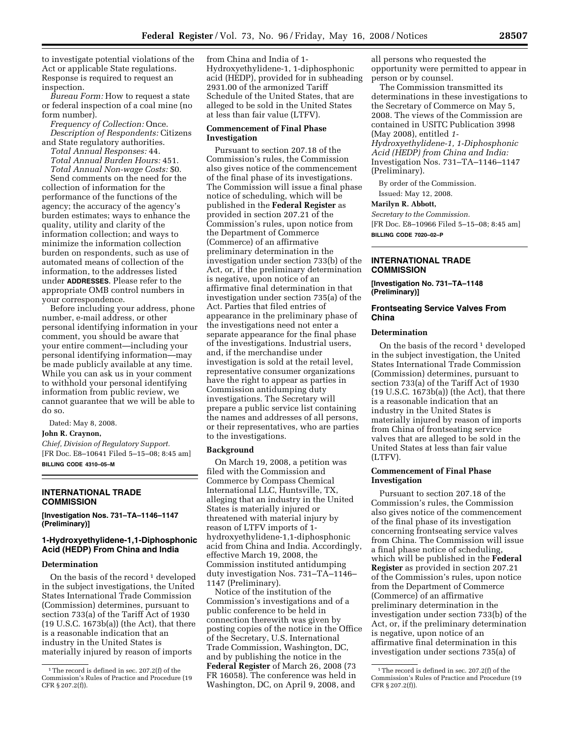to investigate potential violations of the Act or applicable State regulations. Response is required to request an inspection.

*Bureau Form:* How to request a state or federal inspection of a coal mine (no form number).

*Frequency of Collection:* Once.

*Description of Respondents:* Citizens and State regulatory authorities.

*Total Annual Responses:* 44.

*Total Annual Burden Hours:* 451.

*Total Annual Non-wage Costs:* $0.

Send comments on the need for the collection of information for the performance of the functions of the agency; the accuracy of the agency's burden estimates; ways to enhance the quality, utility and clarity of the information collection; and ways to minimize the information collection burden on respondents, such as use of automated means of collection of the information, to the addresses listed under **ADDRESSES**. Please refer to the appropriate OMB control numbers in your correspondence.

Before including your address, phone number, e-mail address, or other personal identifying information in your comment, you should be aware that your entire comment—including your personal identifying information—may be made publicly available at any time. While you can ask us in your comment to withhold your personal identifying information from public review, we cannot guarantee that we will be able to do so.

Dated: May 8, 2008.

**John R. Craynon,**

*Chief, Division of Regulatory Support.*

[FR Doc. E8–10641 Filed 5–15–08; 8:45 am]

**BILLING CODE 4310–05–M**

## INTERNATIONAL TRADE COMMISSION

**[Investigation Nos. 731–TA–1146–1147 (Preliminary)]**

### 1-Hydroxyethylidene-1,1-Diphosphonic Acid (HEDP) From China and India

#### Determination

On the basis of the record [1] developed in the subject investigations, the United States International Trade Commission (Commission) determines, pursuant to section 733(a) of the Tariff Act of 1930 (19 U.S.C. 1673b(a)) (the Act), that there is a reasonable indication that an industry in the United States is materially injured by reason of imports from China and India of 1-Hydroxyethylidene-1, 1-diphosphonic acid (HEDP), provided for in subheading 2931.00 of the armonized Tariff Schedule of the United States, that are alleged to be sold in the United States at less than fair value (LTFV).

[1] The record is defined in sec. 207.2(f) of the Commission's Rules of Practice and Procedure (19 CFR § 207.2(f)).

#### Commencement of Final Phase Investigation

Pursuant to section 207.18 of the Commission's rules, the Commission also gives notice of the commencement of the final phase of its investigations. The Commission will issue a final phase notice of scheduling, which will be published in the **Federal Register** as provided in section 207.21 of the Commission's rules, upon notice from the Department of Commerce (Commerce) of an affirmative preliminary determination in the investigation under section 733(b) of the Act, or, if the preliminary determination is negative, upon notice of an affirmative final determination in that investigation under section 735(a) of the Act. Parties that filed entries of appearance in the preliminary phase of the investigations need not enter a separate appearance for the final phase of the investigations. Industrial users, and, if the merchandise under investigation is sold at the retail level, representative consumer organizations have the right to appear as parties in Commission antidumping duty investigations. The Secretary will prepare a public service list containing the names and addresses of all persons, or their representatives, who are parties to the investigations.

#### Background

On March 19, 2008, a petition was filed with the Commission and Commerce by Compass Chemical International LLC, Huntsville, TX, alleging that an industry in the United States is materially injured or threatened with material injury by reason of LTFV imports of 1-hydroxyethylidene-1,1-diphosphonic acid from China and India. Accordingly, effective March 19, 2008, the Commission instituted antidumping duty investigation Nos. 731–TA–1146–1147 (Preliminary).

Notice of the institution of the Commission's investigations and of a public conference to be held in connection therewith was given by posting copies of the notice in the Office of the Secretary, U.S. International Trade Commission, Washington, DC, and by publishing the notice in the **Federal Register** of March 26, 2008 (73 FR 16058). The conference was held in Washington, DC, on April 9, 2008, and all persons who requested the opportunity were permitted to appear in person or by counsel.

The Commission transmitted its determinations in these investigations to the Secretary of Commerce on May 5, 2008. The views of the Commission are contained in USITC Publication 3998 (May 2008), entitled *1-Hydroxyethylidene-1, 1-Diphosphonic Acid (HEDP) from China and India:* Investigation Nos. 731–TA–1146–1147 (Preliminary).

By order of the Commission.

Issued: May 12, 2008.

**Marilyn R. Abbott,**

*Secretary to the Commission.*

[FR Doc. E8–10966 Filed 5–15–08; 8:45 am]

**BILLING CODE 7020–02–P**

## INTERNATIONAL TRADE COMMISSION

**[Investigation No. 731–TA–1148 (Preliminary)]**

### Frontseating Service Valves From China

#### Determination

On the basis of the record [1] developed in the subject investigation, the United States International Trade Commission (Commission) determines, pursuant to section 733(a) of the Tariff Act of 1930 (19 U.S.C. 1673b(a)) (the Act), that there is a reasonable indication that an industry in the United States is materially injured by reason of imports from China of frontseating service valves that are alleged to be sold in the United States at less than fair value (LTFV).

#### Commencement of Final Phase Investigation

Pursuant to section 207.18 of the Commission's rules, the Commission also gives notice of the commencement of the final phase of its investigation concerning frontseating service valves from China. The Commission will issue a final phase notice of scheduling, which will be published in the **Federal Register** as provided in section 207.21 of the Commission's rules, upon notice from the Department of Commerce (Commerce) of an affirmative preliminary determination in the investigation under section 733(b) of the Act, or, if the preliminary determination is negative, upon notice of an affirmative final determination in this investigation under sections 735(a) of

[1] The record is defined in sec. 207.2(f) of the Commission's Rules of Practice and Procedure (19 CFR § 207.2(f)).